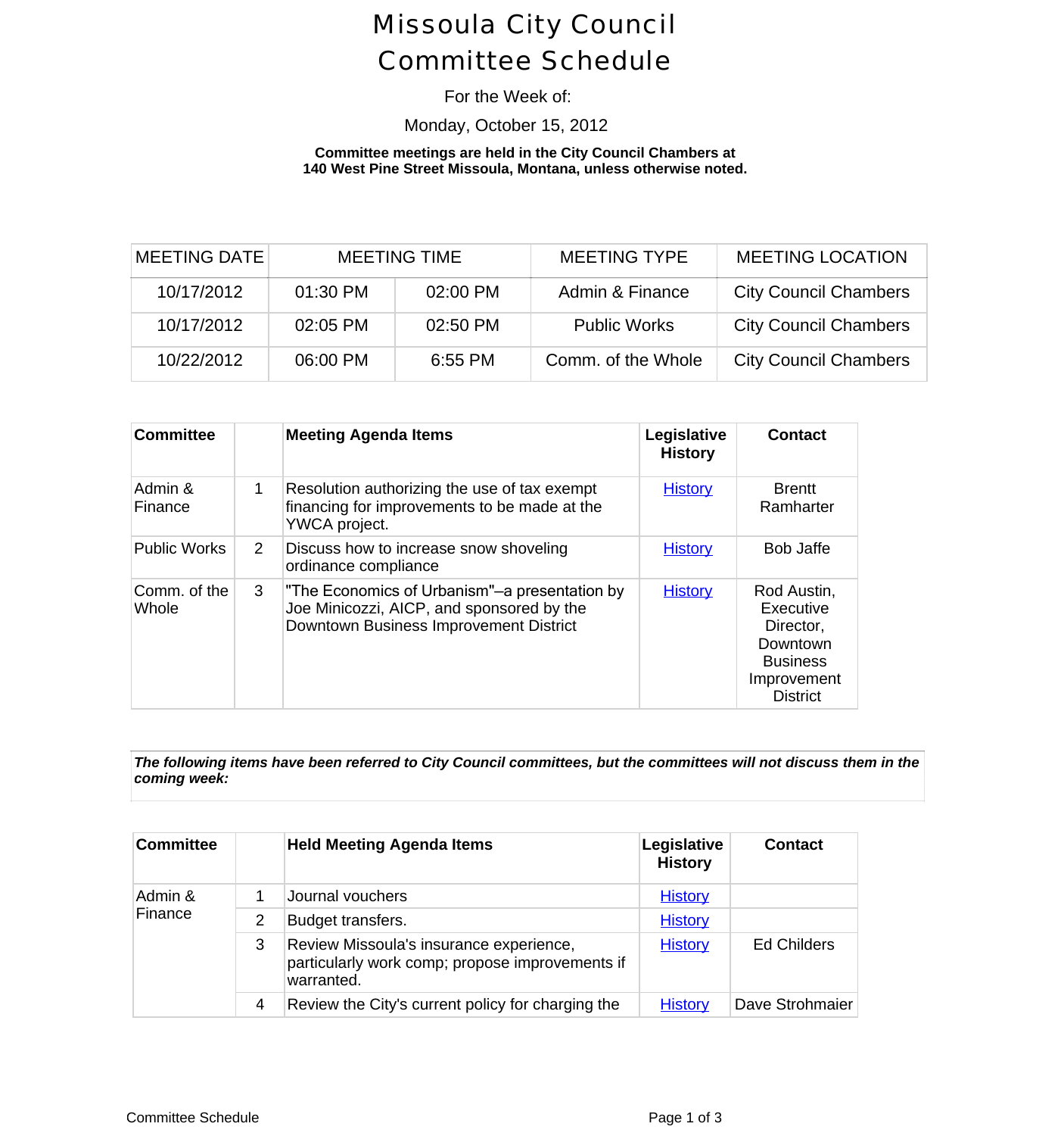# Missoula City Council
# Committee Schedule

For the Week of:

Monday, October 15, 2012

**Committee meetings are held in the City Council Chambers at 140 West Pine Street Missoula, Montana, unless otherwise noted.**

| MEETING DATE | MEETING TIME | | MEETING TYPE | MEETING LOCATION |
|---|---|---|---|---|
| 10/17/2012 | 01:30 PM | 02:00 PM | Admin & Finance | City Council Chambers |
| 10/17/2012 | 02:05 PM | 02:50 PM | Public Works | City Council Chambers |
| 10/22/2012 | 06:00 PM | 6:55 PM | Comm. of the Whole | City Council Chambers |

| **Committee** | | **Meeting Agenda Items** | **Legislative History** | **Contact** |
|---|---|---|---|---|
| Admin & Finance | 1 | Resolution authorizing the use of tax exempt financing for improvements to be made at the YWCA project. | History | Brentt Ramharter |
| Public Works | 2 | Discuss how to increase snow shoveling ordinance compliance | History | Bob Jaffe |
| Comm. of the Whole | 3 | "The Economics of Urbanism"–a presentation by Joe Minicozzi, AICP, and sponsored by the Downtown Business Improvement District | History | Rod Austin, Executive Director, Downtown Business Improvement District |

***The following items have been referred to City Council committees, but the committees will not discuss them in the coming week:***

| **Committee** | | **Held Meeting Agenda Items** | **Legislative History** | **Contact** |
|---|---|---|---|---|
| Admin & Finance | 1 | Journal vouchers | History | |
| | 2 | Budget transfers. | History | |
| | 3 | Review Missoula's insurance experience, particularly work comp; propose improvements if warranted. | History | Ed Childers |
| | 4 | Review the City's current policy for charging the | History | Dave Strohmaier |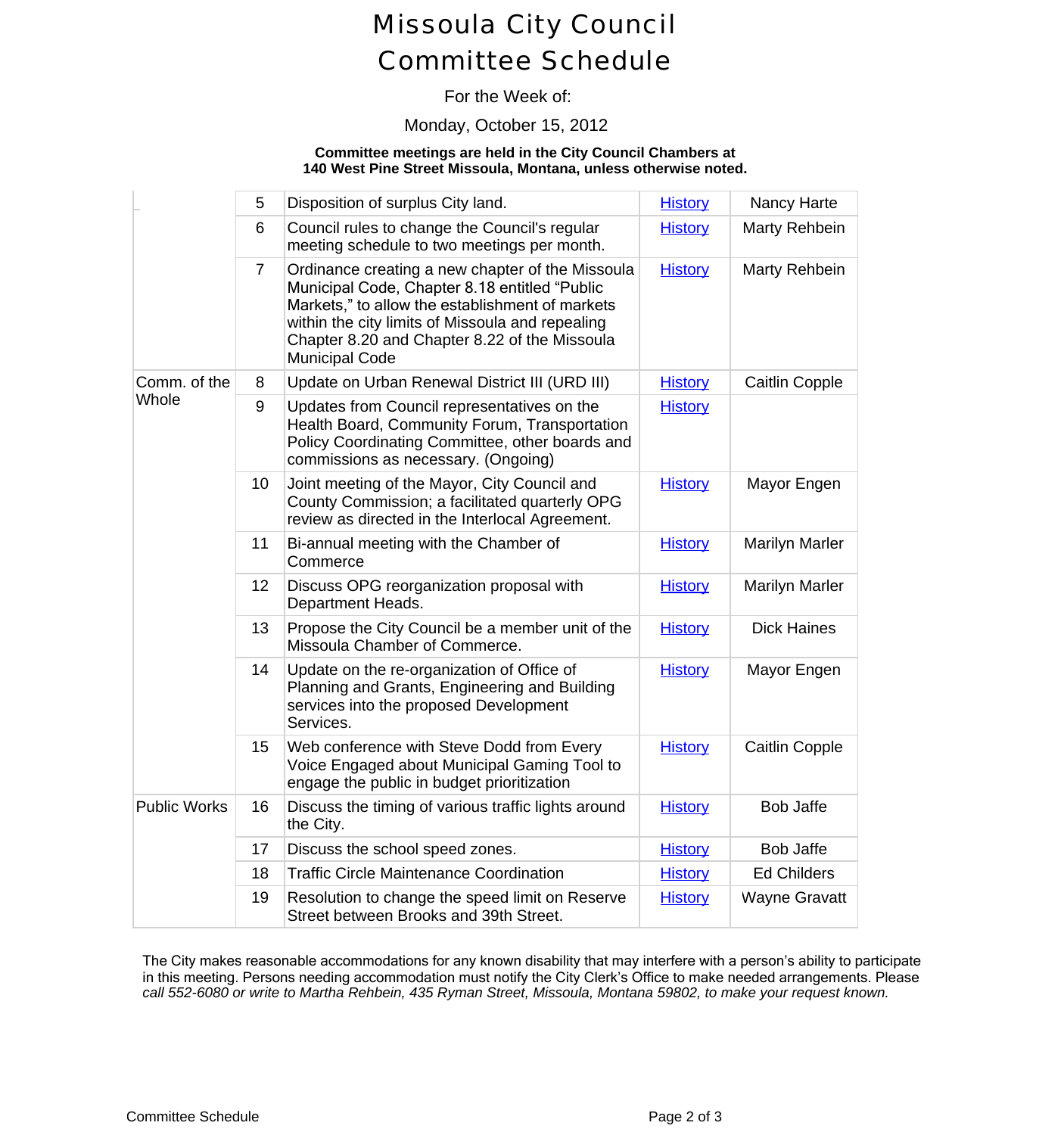# Missoula City Council
# Committee Schedule

For the Week of:

Monday, October 15, 2012

**Committee meetings are held in the City Council Chambers at 140 West Pine Street Missoula, Montana, unless otherwise noted.**

| | | | | |
|---|---|---|---|---|
| | 5 | Disposition of surplus City land. | History | Nancy Harte |
| | 6 | Council rules to change the Council's regular meeting schedule to two meetings per month. | History | Marty Rehbein |
| | 7 | Ordinance creating a new chapter of the Missoula Municipal Code, Chapter 8.18 entitled "Public Markets," to allow the establishment of markets within the city limits of Missoula and repealing Chapter 8.20 and Chapter 8.22 of the Missoula Municipal Code | History | Marty Rehbein |
| Comm. of the Whole | 8 | Update on Urban Renewal District III (URD III) | History | Caitlin Copple |
| | 9 | Updates from Council representatives on the Health Board, Community Forum, Transportation Policy Coordinating Committee, other boards and commissions as necessary. (Ongoing) | History | |
| | 10 | Joint meeting of the Mayor, City Council and County Commission; a facilitated quarterly OPG review as directed in the Interlocal Agreement. | History | Mayor Engen |
| | 11 | Bi-annual meeting with the Chamber of Commerce | History | Marilyn Marler |
| | 12 | Discuss OPG reorganization proposal with Department Heads. | History | Marilyn Marler |
| | 13 | Propose the City Council be a member unit of the Missoula Chamber of Commerce. | History | Dick Haines |
| | 14 | Update on the re-organization of Office of Planning and Grants, Engineering and Building services into the proposed Development Services. | History | Mayor Engen |
| | 15 | Web conference with Steve Dodd from Every Voice Engaged about Municipal Gaming Tool to engage the public in budget prioritization | History | Caitlin Copple |
| Public Works | 16 | Discuss the timing of various traffic lights around the City. | History | Bob Jaffe |
| | 17 | Discuss the school speed zones. | History | Bob Jaffe |
| | 18 | Traffic Circle Maintenance Coordination | History | Ed Childers |
| | 19 | Resolution to change the speed limit on Reserve Street between Brooks and 39th Street. | History | Wayne Gravatt |

The City makes reasonable accommodations for any known disability that may interfere with a person's ability to participate in this meeting. Persons needing accommodation must notify the City Clerk's Office to make needed arrangements. Please *call 552-6080 or write to Martha Rehbein, 435 Ryman Street, Missoula, Montana 59802, to make your request known.*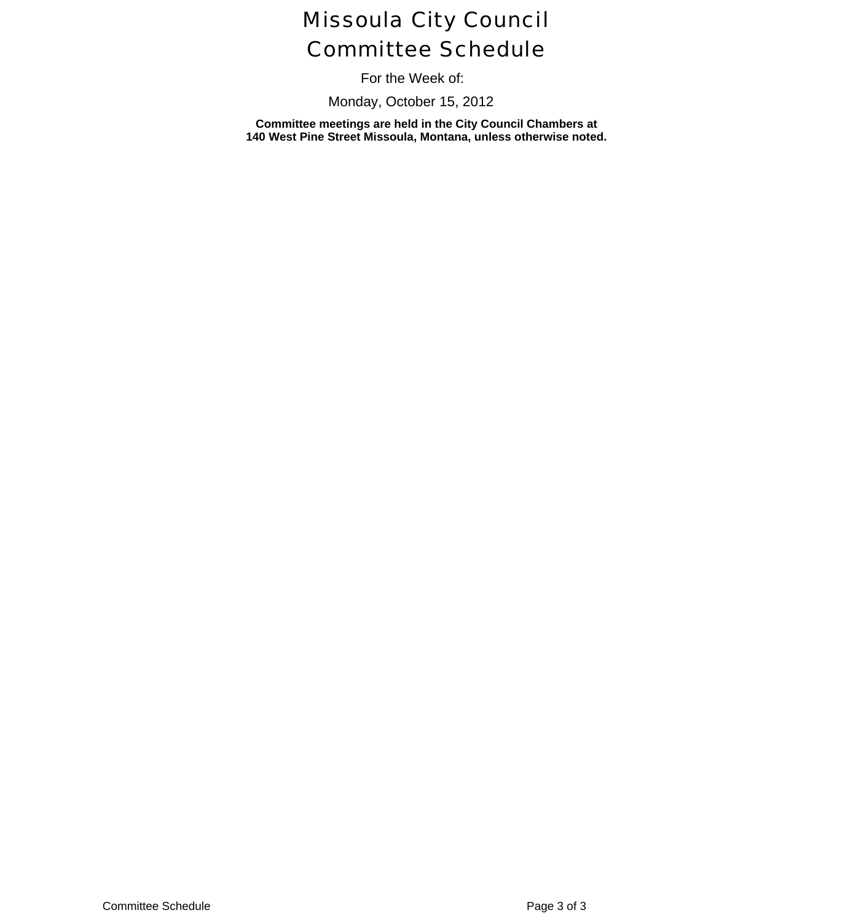# Missoula City Council
# Committee Schedule

For the Week of:

Monday, October 15, 2012

**Committee meetings are held in the City Council Chambers at**
**140 West Pine Street Missoula, Montana, unless otherwise noted.**